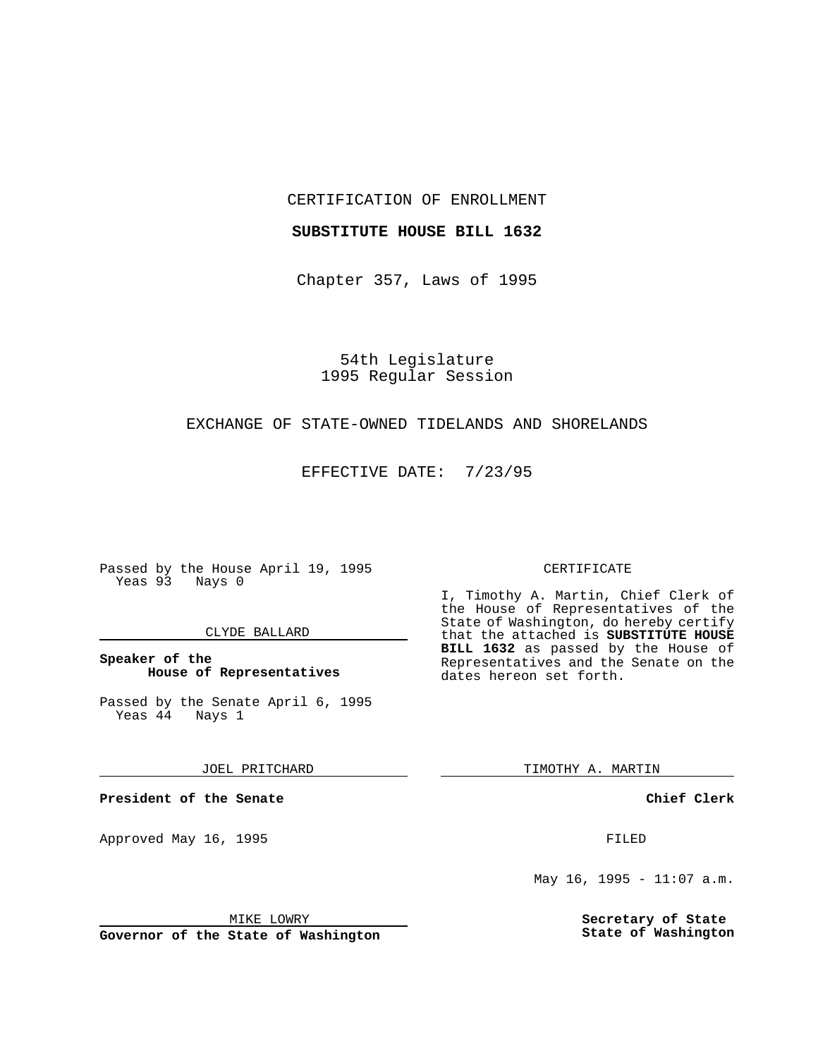CERTIFICATION OF ENROLLMENT

**SUBSTITUTE HOUSE BILL 1632**

Chapter 357, Laws of 1995

54th Legislature
1995 Regular Session

EXCHANGE OF STATE-OWNED TIDELANDS AND SHORELANDS

EFFECTIVE DATE: 7/23/95

Passed by the House April 19, 1995
Yeas 93 Nays 0

CLYDE BALLARD

**Speaker of the House of Representatives**

Passed by the Senate April 6, 1995
Yeas 44 Nays 1

JOEL PRITCHARD

**President of the Senate**

Approved May 16, 1995

MIKE LOWRY

**Governor of the State of Washington**

CERTIFICATE

I, Timothy A. Martin, Chief Clerk of the House of Representatives of the State of Washington, do hereby certify that the attached is **SUBSTITUTE HOUSE BILL 1632** as passed by the House of Representatives and the Senate on the dates hereon set forth.

TIMOTHY A. MARTIN

**Chief Clerk**

FILED

May 16, 1995 - 11:07 a.m.

**Secretary of State State of Washington**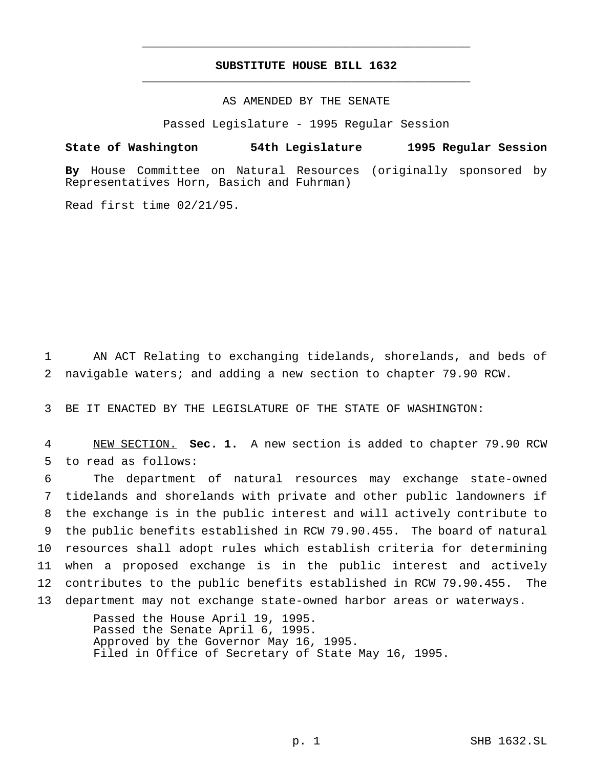# SUBSTITUTE HOUSE BILL 1632

AS AMENDED BY THE SENATE

Passed Legislature - 1995 Regular Session

**State of Washington 54th Legislature 1995 Regular Session**

**By** House Committee on Natural Resources (originally sponsored by Representatives Horn, Basich and Fuhrman)

Read first time 02/21/95.

AN ACT Relating to exchanging tidelands, shorelands, and beds of navigable waters; and adding a new section to chapter 79.90 RCW.

BE IT ENACTED BY THE LEGISLATURE OF THE STATE OF WASHINGTON:

NEW SECTION. **Sec. 1.** A new section is added to chapter 79.90 RCW to read as follows:

The department of natural resources may exchange state-owned tidelands and shorelands with private and other public landowners if the exchange is in the public interest and will actively contribute to the public benefits established in RCW 79.90.455. The board of natural resources shall adopt rules which establish criteria for determining when a proposed exchange is in the public interest and actively contributes to the public benefits established in RCW 79.90.455. The department may not exchange state-owned harbor areas or waterways.

Passed the House April 19, 1995.
Passed the Senate April 6, 1995.
Approved by the Governor May 16, 1995.
Filed in Office of Secretary of State May 16, 1995.